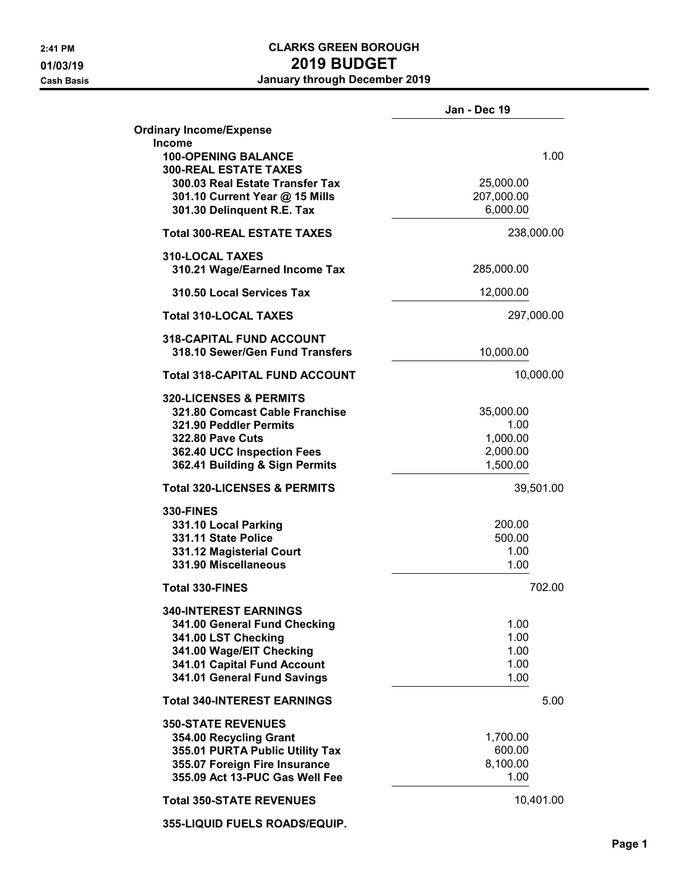# CLARKS GREEN BOROUGH

## 2019 BUDGET

### January through December 2019

2:41 PM
01/03/19
Cash Basis

| | | Jan - Dec 19 |
|---|---|---|
| **Ordinary Income/Expense** | | |
| **Income** | | |
| **100-OPENING BALANCE** | | 1.00 |
| **300-REAL ESTATE TAXES** | | |
| **300.03 Real Estate Transfer Tax** | 25,000.00 | |
| **301.10 Current Year @ 15 Mills** | 207,000.00 | |
| **301.30 Delinquent R.E. Tax** | 6,000.00 | |
| **Total 300-REAL ESTATE TAXES** | | 238,000.00 |
| **310-LOCAL TAXES** | | |
| **310.21 Wage/Earned Income Tax** | 285,000.00 | |
| **310.50 Local Services Tax** | 12,000.00 | |
| **Total 310-LOCAL TAXES** | | 297,000.00 |
| **318-CAPITAL FUND ACCOUNT** | | |
| **318.10 Sewer/Gen Fund Transfers** | 10,000.00 | |
| **Total 318-CAPITAL FUND ACCOUNT** | | 10,000.00 |
| **320-LICENSES & PERMITS** | | |
| **321.80 Comcast Cable Franchise** | 35,000.00 | |
| **321.90 Peddler Permits** | 1.00 | |
| **322.80 Pave Cuts** | 1,000.00 | |
| **362.40 UCC Inspection Fees** | 2,000.00 | |
| **362.41 Building & Sign Permits** | 1,500.00 | |
| **Total 320-LICENSES & PERMITS** | | 39,501.00 |
| **330-FINES** | | |
| **331.10 Local Parking** | 200.00 | |
| **331.11 State Police** | 500.00 | |
| **331.12 Magisterial Court** | 1.00 | |
| **331.90 Miscellaneous** | 1.00 | |
| **Total 330-FINES** | | 702.00 |
| **340-INTEREST EARNINGS** | | |
| **341.00 General Fund Checking** | 1.00 | |
| **341.00 LST Checking** | 1.00 | |
| **341.00 Wage/EIT Checking** | 1.00 | |
| **341.01 Capital Fund Account** | 1.00 | |
| **341.01 General Fund Savings** | 1.00 | |
| **Total 340-INTEREST EARNINGS** | | 5.00 |
| **350-STATE REVENUES** | | |
| **354.00 Recycling Grant** | 1,700.00 | |
| **355.01 PURTA Public Utility Tax** | 600.00 | |
| **355.07 Foreign Fire Insurance** | 8,100.00 | |
| **355.09 Act 13-PUC Gas Well Fee** | 1.00 | |
| **Total 350-STATE REVENUES** | | 10,401.00 |
| **355-LIQUID FUELS ROADS/EQUIP.** | | |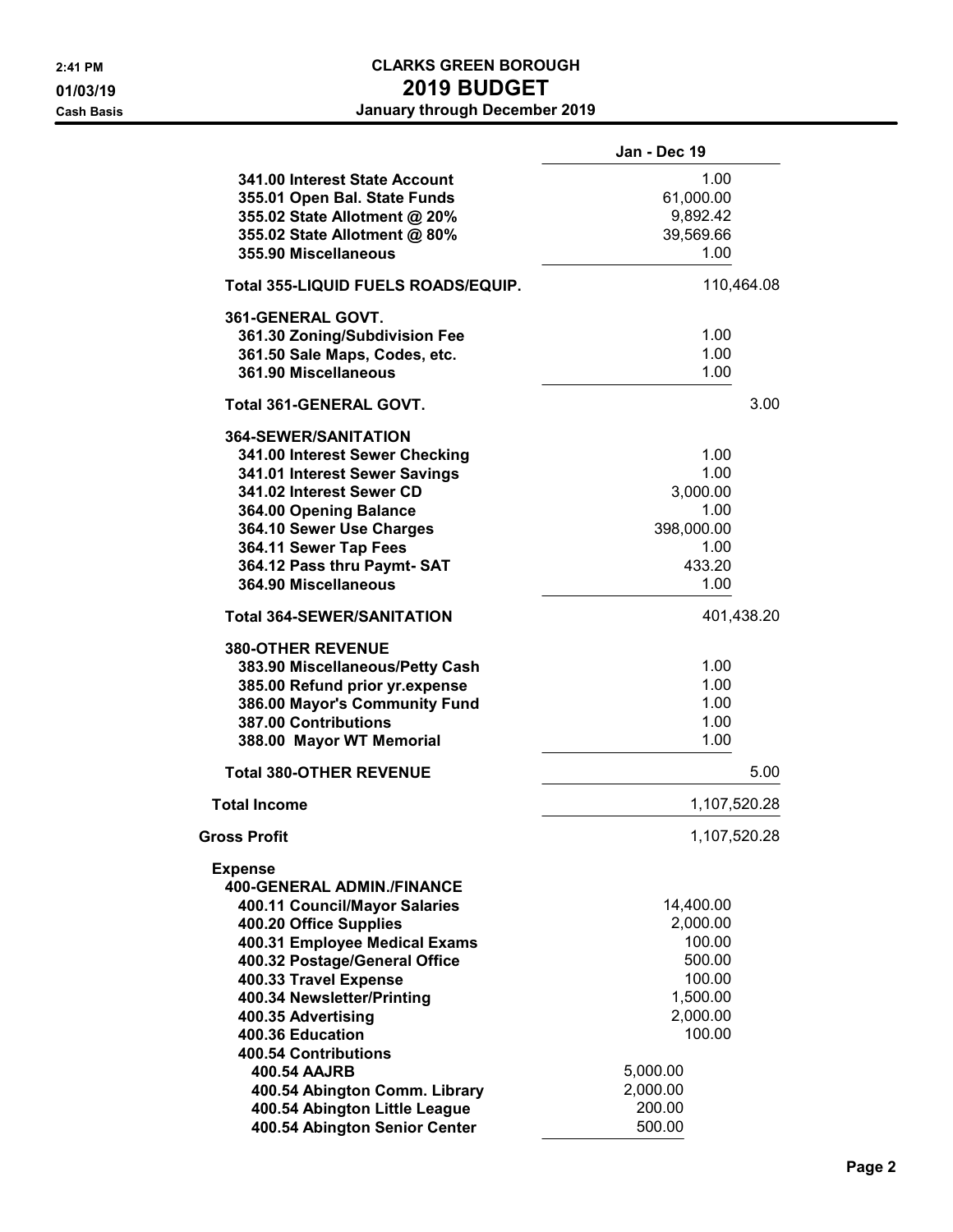# CLARKS GREEN BOROUGH

## 2019 BUDGET

### January through December 2019

Cash Basis

| | Jan - Dec 19 |
|---|---|
| 341.00 Interest State Account | 1.00 |
| 355.01 Open Bal. State Funds | 61,000.00 |
| 355.02 State Allotment @ 20% | 9,892.42 |
| 355.02 State Allotment @ 80% | 39,569.66 |
| 355.90 Miscellaneous | 1.00 |
| **Total 355-LIQUID FUELS ROADS/EQUIP.** | 110,464.08 |
| **361-GENERAL GOVT.** | |
| 361.30 Zoning/Subdivision Fee | 1.00 |
| 361.50 Sale Maps, Codes, etc. | 1.00 |
| 361.90 Miscellaneous | 1.00 |
| **Total 361-GENERAL GOVT.** | 3.00 |
| **364-SEWER/SANITATION** | |
| 341.00 Interest Sewer Checking | 1.00 |
| 341.01 Interest Sewer Savings | 1.00 |
| 341.02 Interest Sewer CD | 3,000.00 |
| 364.00 Opening Balance | 1.00 |
| 364.10 Sewer Use Charges | 398,000.00 |
| 364.11 Sewer Tap Fees | 1.00 |
| 364.12 Pass thru Paymt- SAT | 433.20 |
| 364.90 Miscellaneous | 1.00 |
| **Total 364-SEWER/SANITATION** | 401,438.20 |
| **380-OTHER REVENUE** | |
| 383.90 Miscellaneous/Petty Cash | 1.00 |
| 385.00 Refund prior yr.expense | 1.00 |
| 386.00 Mayor's Community Fund | 1.00 |
| 387.00 Contributions | 1.00 |
| 388.00 Mayor WT Memorial | 1.00 |
| **Total 380-OTHER REVENUE** | 5.00 |
| **Total Income** | 1,107,520.28 |
| **Gross Profit** | 1,107,520.28 |
| **Expense** | |
| **400-GENERAL ADMIN./FINANCE** | |
| 400.11 Council/Mayor Salaries | 14,400.00 |
| 400.20 Office Supplies | 2,000.00 |
| 400.31 Employee Medical Exams | 100.00 |
| 400.32 Postage/General Office | 500.00 |
| 400.33 Travel Expense | 100.00 |
| 400.34 Newsletter/Printing | 1,500.00 |
| 400.35 Advertising | 2,000.00 |
| 400.36 Education | 100.00 |
| **400.54 Contributions** | |
| 400.54 AAJRB | 5,000.00 |
| 400.54 Abington Comm. Library | 2,000.00 |
| 400.54 Abington Little League | 200.00 |
| 400.54 Abington Senior Center | 500.00 |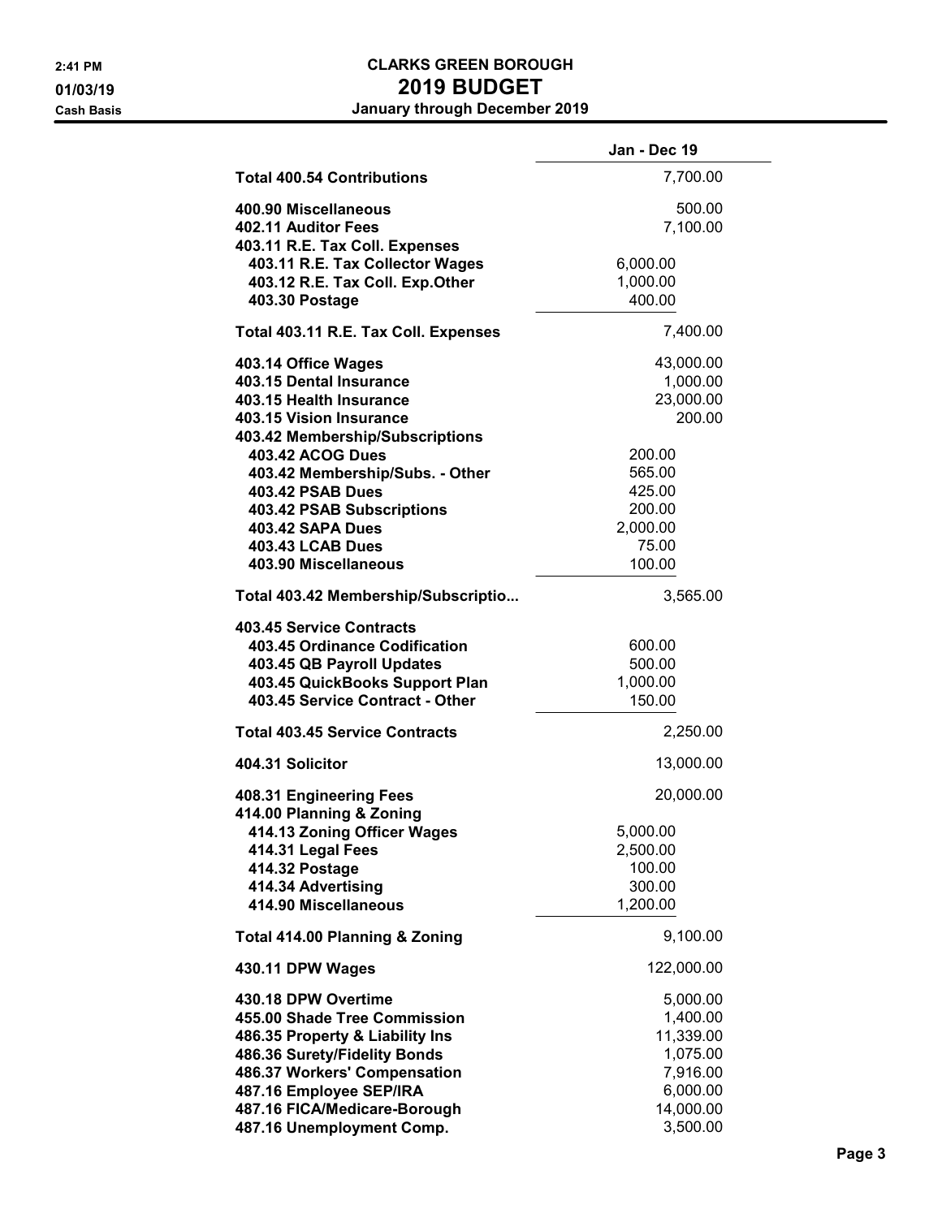# CLARKS GREEN BOROUGH

## 2019 BUDGET

### January through December 2019

Cash Basis

| | | Jan - Dec 19 |
|---|---|---|
| **Total 400.54 Contributions** | | 7,700.00 |
| **400.90 Miscellaneous** | | 500.00 |
| **402.11 Auditor Fees** | | 7,100.00 |
| **403.11 R.E. Tax Coll. Expenses** | | |
| **403.11 R.E. Tax Collector Wages** | 6,000.00 | |
| **403.12 R.E. Tax Coll. Exp.Other** | 1,000.00 | |
| **403.30 Postage** | 400.00 | |
| **Total 403.11 R.E. Tax Coll. Expenses** | | 7,400.00 |
| **403.14 Office Wages** | | 43,000.00 |
| **403.15 Dental Insurance** | | 1,000.00 |
| **403.15 Health Insurance** | | 23,000.00 |
| **403.15 Vision Insurance** | | 200.00 |
| **403.42 Membership/Subscriptions** | | |
| **403.42 ACOG Dues** | 200.00 | |
| **403.42 Membership/Subs. - Other** | 565.00 | |
| **403.42 PSAB Dues** | 425.00 | |
| **403.42 PSAB Subscriptions** | 200.00 | |
| **403.42 SAPA Dues** | 2,000.00 | |
| **403.43 LCAB Dues** | 75.00 | |
| **403.90 Miscellaneous** | 100.00 | |
| **Total 403.42 Membership/Subscriptio...** | | 3,565.00 |
| **403.45 Service Contracts** | | |
| **403.45 Ordinance Codification** | 600.00 | |
| **403.45 QB Payroll Updates** | 500.00 | |
| **403.45 QuickBooks Support Plan** | 1,000.00 | |
| **403.45 Service Contract - Other** | 150.00 | |
| **Total 403.45 Service Contracts** | | 2,250.00 |
| **404.31 Solicitor** | | 13,000.00 |
| **408.31 Engineering Fees** | | 20,000.00 |
| **414.00 Planning & Zoning** | | |
| **414.13 Zoning Officer Wages** | 5,000.00 | |
| **414.31 Legal Fees** | 2,500.00 | |
| **414.32 Postage** | 100.00 | |
| **414.34 Advertising** | 300.00 | |
| **414.90 Miscellaneous** | 1,200.00 | |
| **Total 414.00 Planning & Zoning** | | 9,100.00 |
| **430.11 DPW Wages** | | 122,000.00 |
| **430.18 DPW Overtime** | | 5,000.00 |
| **455.00 Shade Tree Commission** | | 1,400.00 |
| **486.35 Property & Liability Ins** | | 11,339.00 |
| **486.36 Surety/Fidelity Bonds** | | 1,075.00 |
| **486.37 Workers' Compensation** | | 7,916.00 |
| **487.16 Employee SEP/IRA** | | 6,000.00 |
| **487.16 FICA/Medicare-Borough** | | 14,000.00 |
| **487.16 Unemployment Comp.** | | 3,500.00 |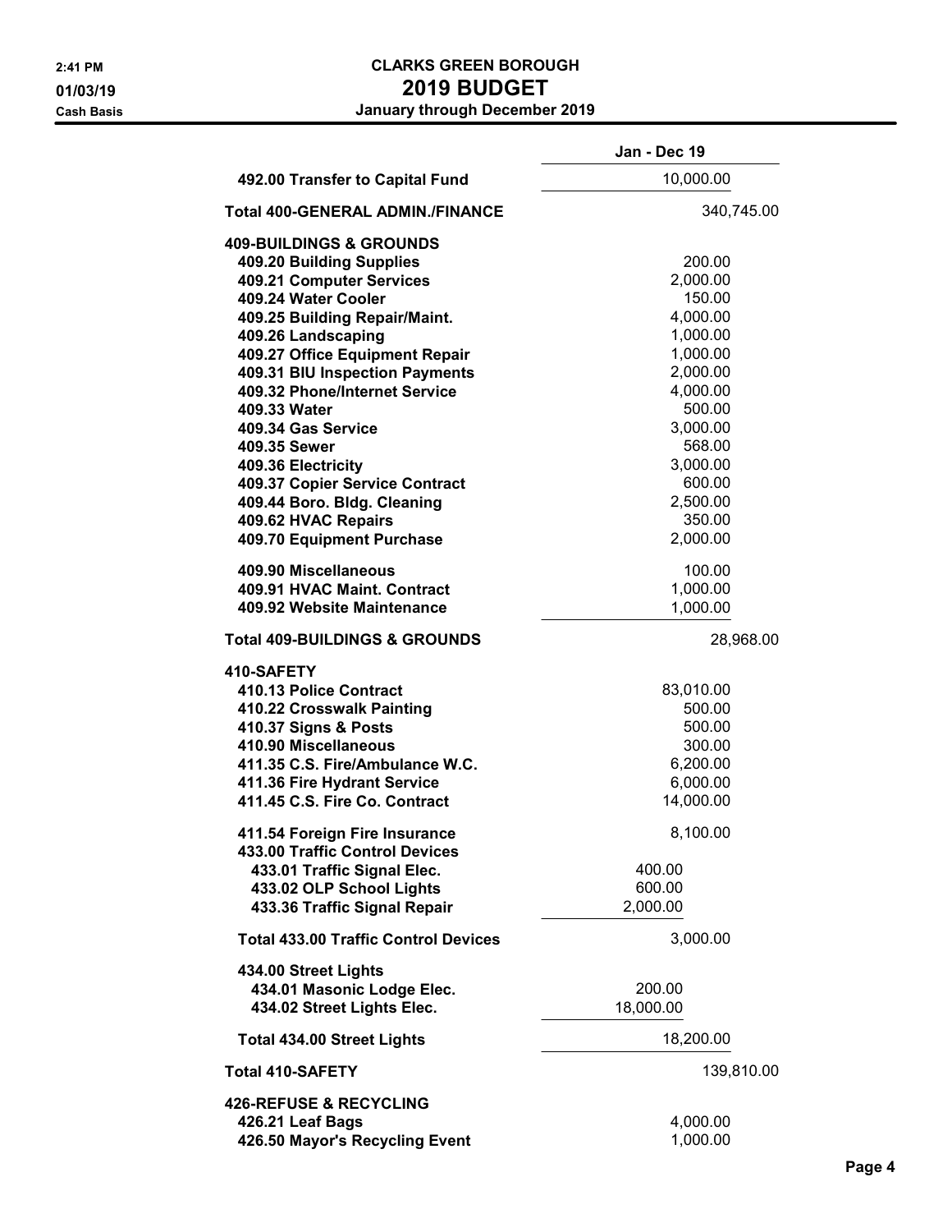# CLARKS GREEN BOROUGH
## 2019 BUDGET
### January through December 2019

2:41 PM
01/03/19
Cash Basis

| | Jan - Dec 19 | |
|---|---|---|
| **492.00 Transfer to Capital Fund** | 10,000.00 | |
| **Total 400-GENERAL ADMIN./FINANCE** | | 340,745.00 |
| **409-BUILDINGS & GROUNDS** | | |
| **409.20 Building Supplies** | 200.00 | |
| **409.21 Computer Services** | 2,000.00 | |
| **409.24 Water Cooler** | 150.00 | |
| **409.25 Building Repair/Maint.** | 4,000.00 | |
| **409.26 Landscaping** | 1,000.00 | |
| **409.27 Office Equipment Repair** | 1,000.00 | |
| **409.31 BIU Inspection Payments** | 2,000.00 | |
| **409.32 Phone/Internet Service** | 4,000.00 | |
| **409.33 Water** | 500.00 | |
| **409.34 Gas Service** | 3,000.00 | |
| **409.35 Sewer** | 568.00 | |
| **409.36 Electricity** | 3,000.00 | |
| **409.37 Copier Service Contract** | 600.00 | |
| **409.44 Boro. Bldg. Cleaning** | 2,500.00 | |
| **409.62 HVAC Repairs** | 350.00 | |
| **409.70 Equipment Purchase** | 2,000.00 | |
| **409.90 Miscellaneous** | 100.00 | |
| **409.91 HVAC Maint. Contract** | 1,000.00 | |
| **409.92 Website Maintenance** | 1,000.00 | |
| **Total 409-BUILDINGS & GROUNDS** | | 28,968.00 |
| **410-SAFETY** | | |
| **410.13 Police Contract** | 83,010.00 | |
| **410.22 Crosswalk Painting** | 500.00 | |
| **410.37 Signs & Posts** | 500.00 | |
| **410.90 Miscellaneous** | 300.00 | |
| **411.35 C.S. Fire/Ambulance W.C.** | 6,200.00 | |
| **411.36 Fire Hydrant Service** | 6,000.00 | |
| **411.45 C.S. Fire Co. Contract** | 14,000.00 | |
| **411.54 Foreign Fire Insurance** | 8,100.00 | |
| **433.00 Traffic Control Devices** | | |
| **433.01 Traffic Signal Elec.** | 400.00 | |
| **433.02 OLP School Lights** | 600.00 | |
| **433.36 Traffic Signal Repair** | 2,000.00 | |
| **Total 433.00 Traffic Control Devices** | 3,000.00 | |
| **434.00 Street Lights** | | |
| **434.01 Masonic Lodge Elec.** | 200.00 | |
| **434.02 Street Lights Elec.** | 18,000.00 | |
| **Total 434.00 Street Lights** | 18,200.00 | |
| **Total 410-SAFETY** | | 139,810.00 |
| **426-REFUSE & RECYCLING** | | |
| **426.21 Leaf Bags** | 4,000.00 | |
| **426.50 Mayor's Recycling Event** | 1,000.00 | |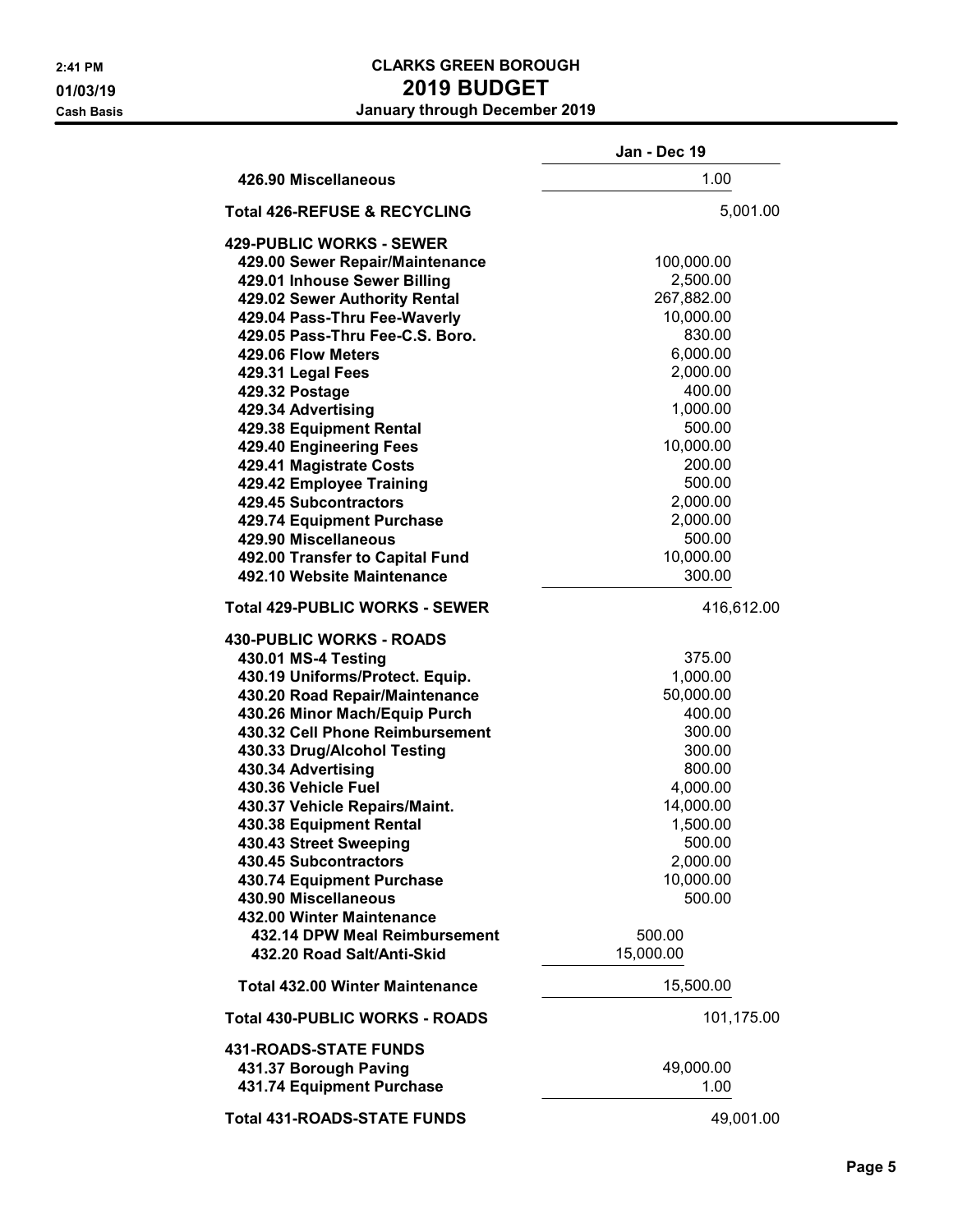| | Jan - Dec 19 |
|---|---|
| 426.90 Miscellaneous | 1.00 |
| **Total 426-REFUSE & RECYCLING** | 5,001.00 |
| **429-PUBLIC WORKS - SEWER** | |
| 429.00 Sewer Repair/Maintenance | 100,000.00 |
| 429.01 Inhouse Sewer Billing | 2,500.00 |
| 429.02 Sewer Authority Rental | 267,882.00 |
| 429.04 Pass-Thru Fee-Waverly | 10,000.00 |
| 429.05 Pass-Thru Fee-C.S. Boro. | 830.00 |
| 429.06 Flow Meters | 6,000.00 |
| 429.31 Legal Fees | 2,000.00 |
| 429.32 Postage | 400.00 |
| 429.34 Advertising | 1,000.00 |
| 429.38 Equipment Rental | 500.00 |
| 429.40 Engineering Fees | 10,000.00 |
| 429.41 Magistrate Costs | 200.00 |
| 429.42 Employee Training | 500.00 |
| 429.45 Subcontractors | 2,000.00 |
| 429.74 Equipment Purchase | 2,000.00 |
| 429.90 Miscellaneous | 500.00 |
| 492.00 Transfer to Capital Fund | 10,000.00 |
| 492.10 Website Maintenance | 300.00 |
| **Total 429-PUBLIC WORKS - SEWER** | 416,612.00 |
| **430-PUBLIC WORKS - ROADS** | |
| 430.01 MS-4 Testing | 375.00 |
| 430.19 Uniforms/Protect. Equip. | 1,000.00 |
| 430.20 Road Repair/Maintenance | 50,000.00 |
| 430.26 Minor Mach/Equip Purch | 400.00 |
| 430.32 Cell Phone Reimbursement | 300.00 |
| 430.33 Drug/Alcohol Testing | 300.00 |
| 430.34 Advertising | 800.00 |
| 430.36 Vehicle Fuel | 4,000.00 |
| 430.37 Vehicle Repairs/Maint. | 14,000.00 |
| 430.38 Equipment Rental | 1,500.00 |
| 430.43 Street Sweeping | 500.00 |
| 430.45 Subcontractors | 2,000.00 |
| 430.74 Equipment Purchase | 10,000.00 |
| 430.90 Miscellaneous | 500.00 |
| 432.00 Winter Maintenance | |
| 432.14 DPW Meal Reimbursement | 500.00 |
| 432.20 Road Salt/Anti-Skid | 15,000.00 |
| **Total 432.00 Winter Maintenance** | 15,500.00 |
| **Total 430-PUBLIC WORKS - ROADS** | 101,175.00 |
| **431-ROADS-STATE FUNDS** | |
| 431.37 Borough Paving | 49,000.00 |
| 431.74 Equipment Purchase | 1.00 |
| **Total 431-ROADS-STATE FUNDS** | 49,001.00 |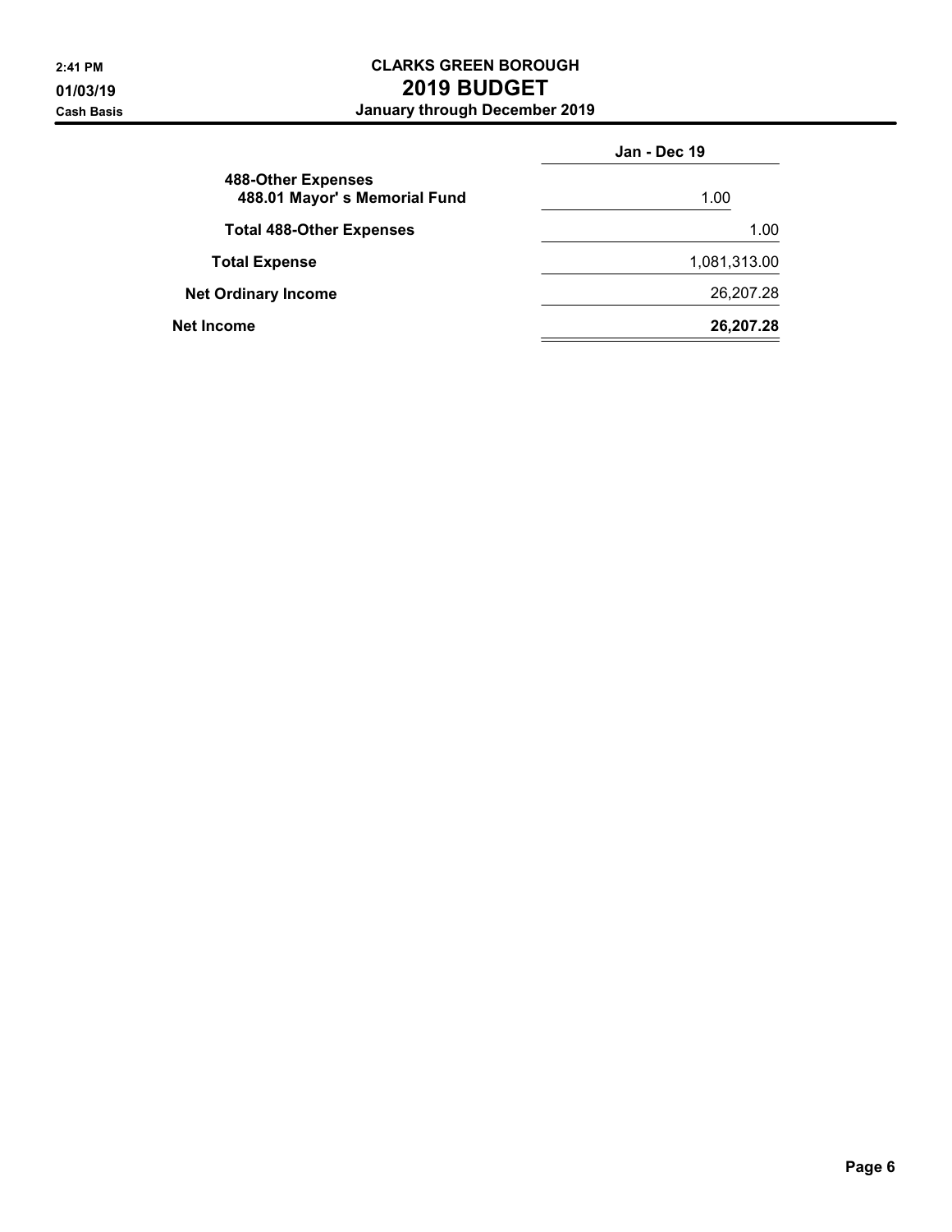# CLARKS GREEN BOROUGH
## 2019 BUDGET
### January through December 2019

2:41 PM
01/03/19
Cash Basis

| | Jan - Dec 19 |
|---|---|
| **488-Other Expenses** | |
| **488.01 Mayor' s Memorial Fund** | 1.00 |
| **Total 488-Other Expenses** | 1.00 |
| **Total Expense** | 1,081,313.00 |
| **Net Ordinary Income** | 26,207.28 |
| **Net Income** | **26,207.28** |